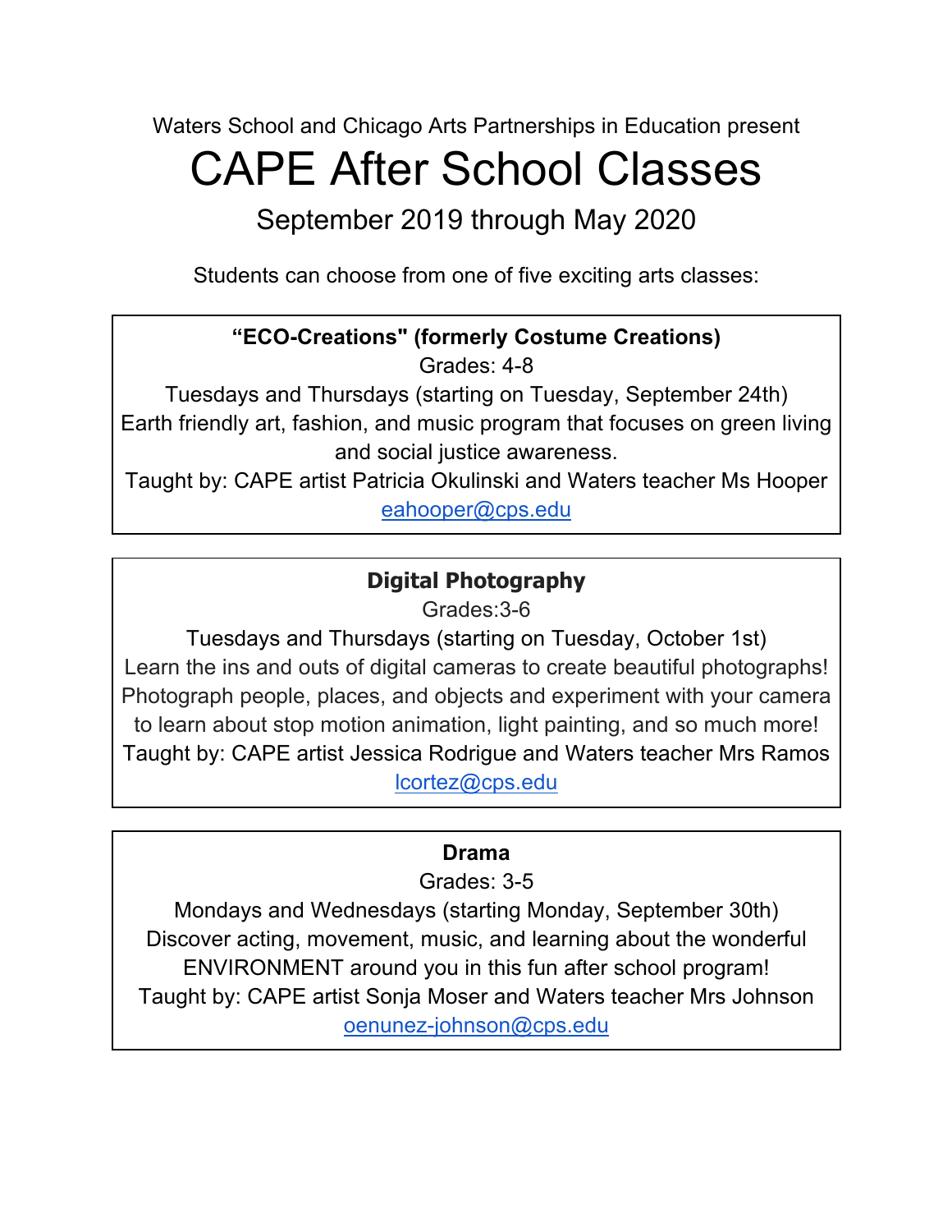Waters School and Chicago Arts Partnerships in Education present

# CAPE After School Classes

## September 2019 through May 2020

Students can choose from one of five exciting arts classes:

---

**“ECO-Creations" (formerly Costume Creations)**

Grades: 4-8

Tuesdays and Thursdays (starting on Tuesday, September 24th)

Earth friendly art, fashion, and music program that focuses on green living and social justice awareness.

Taught by: CAPE artist Patricia Okulinski and Waters teacher Ms Hooper

eahooper@cps.edu

---

**Digital Photography**

Grades:3-6

Tuesdays and Thursdays (starting on Tuesday, October 1st)

Learn the ins and outs of digital cameras to create beautiful photographs! Photograph people, places, and objects and experiment with your camera to learn about stop motion animation, light painting, and so much more!

Taught by: CAPE artist Jessica Rodrigue and Waters teacher Mrs Ramos

lcortez@cps.edu

---

**Drama**

Grades: 3-5

Mondays and Wednesdays (starting Monday, September 30th)

Discover acting, movement, music, and learning about the wonderful ENVIRONMENT around you in this fun after school program!

Taught by: CAPE artist Sonja Moser and Waters teacher Mrs Johnson

oenunez-johnson@cps.edu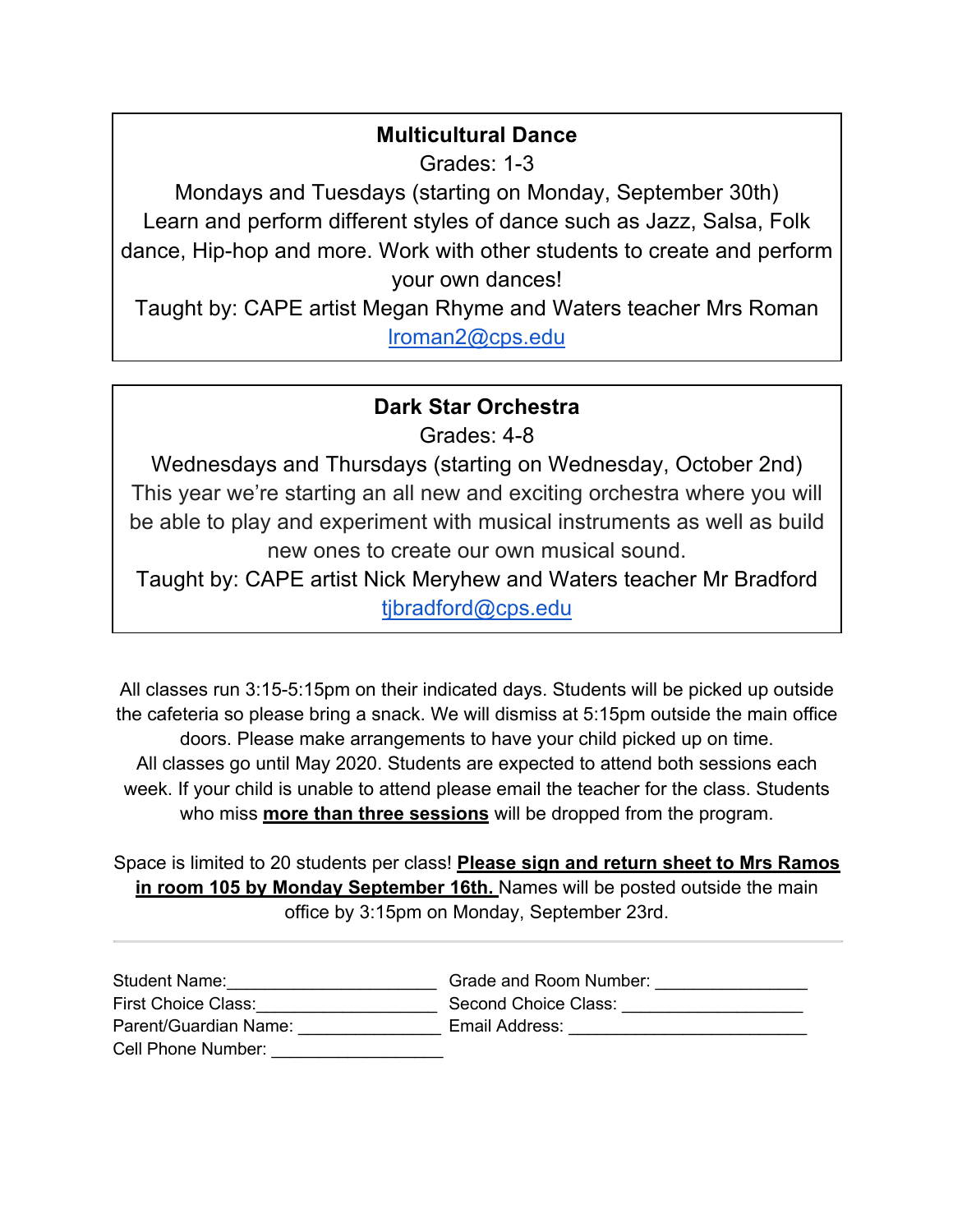**Multicultural Dance**

Grades: 1-3

Mondays and Tuesdays (starting on Monday, September 30th)

Learn and perform different styles of dance such as Jazz, Salsa, Folk dance, Hip-hop and more. Work with other students to create and perform your own dances!

Taught by: CAPE artist Megan Rhyme and Waters teacher Mrs Roman

lroman2@cps.edu

**Dark Star Orchestra**

Grades: 4-8

Wednesdays and Thursdays (starting on Wednesday, October 2nd)

This year we're starting an all new and exciting orchestra where you will be able to play and experiment with musical instruments as well as build new ones to create our own musical sound.

Taught by: CAPE artist Nick Meryhew and Waters teacher Mr Bradford

tjbradford@cps.edu

All classes run 3:15-5:15pm on their indicated days. Students will be picked up outside the cafeteria so please bring a snack. We will dismiss at 5:15pm outside the main office doors. Please make arrangements to have your child picked up on time.

All classes go until May 2020. Students are expected to attend both sessions each week. If your child is unable to attend please email the teacher for the class. Students who miss **more than three sessions** will be dropped from the program.

Space is limited to 20 students per class! **Please sign and return sheet to Mrs Ramos in room 105 by Monday September 16th.** Names will be posted outside the main office by 3:15pm on Monday, September 23rd.

---

Student Name:______________________ Grade and Room Number: ________________

First Choice Class:___________________ Second Choice Class: ___________________

Parent/Guardian Name: _______________ Email Address: _________________________

Cell Phone Number: __________________